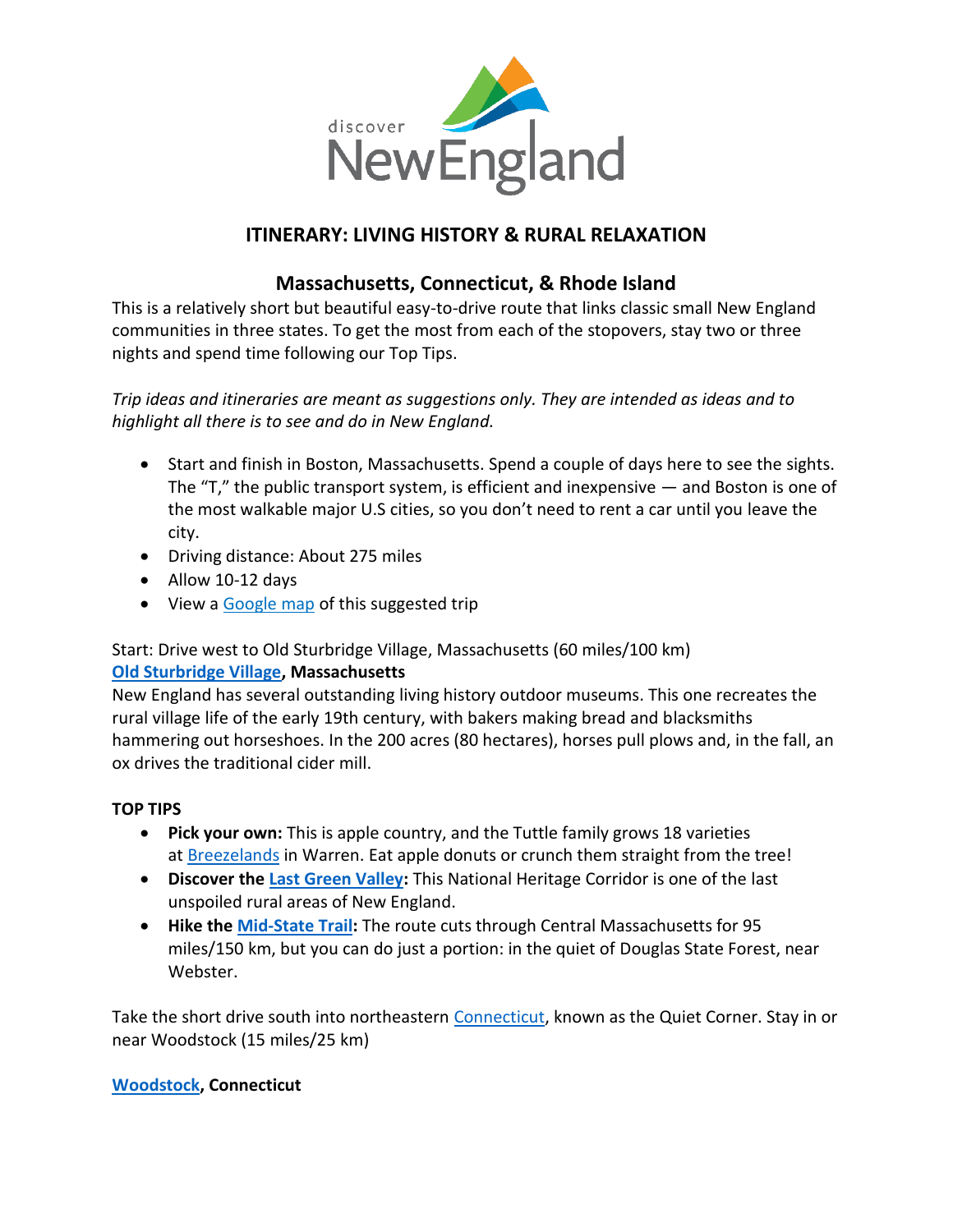discover NewEngland

# ITINERARY: LIVING HISTORY & RURAL RELAXATION

## Massachusetts, Connecticut, & Rhode Island

This is a relatively short but beautiful easy-to-drive route that links classic small New England communities in three states. To get the most from each of the stopovers, stay two or three nights and spend time following our Top Tips.

*Trip ideas and itineraries are meant as suggestions only. They are intended as ideas and to highlight all there is to see and do in New England.*

- Start and finish in Boston, Massachusetts. Spend a couple of days here to see the sights. The "T," the public transport system, is efficient and inexpensive — and Boston is one of the most walkable major U.S cities, so you don't need to rent a car until you leave the city.
- Driving distance: About 275 miles
- Allow 10-12 days
- View a Google map of this suggested trip

Start: Drive west to Old Sturbridge Village, Massachusetts (60 miles/100 km)

**Old Sturbridge Village, Massachusetts**

New England has several outstanding living history outdoor museums. This one recreates the rural village life of the early 19th century, with bakers making bread and blacksmiths hammering out horseshoes. In the 200 acres (80 hectares), horses pull plows and, in the fall, an ox drives the traditional cider mill.

**TOP TIPS**

- **Pick your own:** This is apple country, and the Tuttle family grows 18 varieties at Breezelands in Warren. Eat apple donuts or crunch them straight from the tree!
- **Discover the Last Green Valley:** This National Heritage Corridor is one of the last unspoiled rural areas of New England.
- **Hike the Mid-State Trail:** The route cuts through Central Massachusetts for 95 miles/150 km, but you can do just a portion: in the quiet of Douglas State Forest, near Webster.

Take the short drive south into northeastern Connecticut, known as the Quiet Corner. Stay in or near Woodstock (15 miles/25 km)

**Woodstock, Connecticut**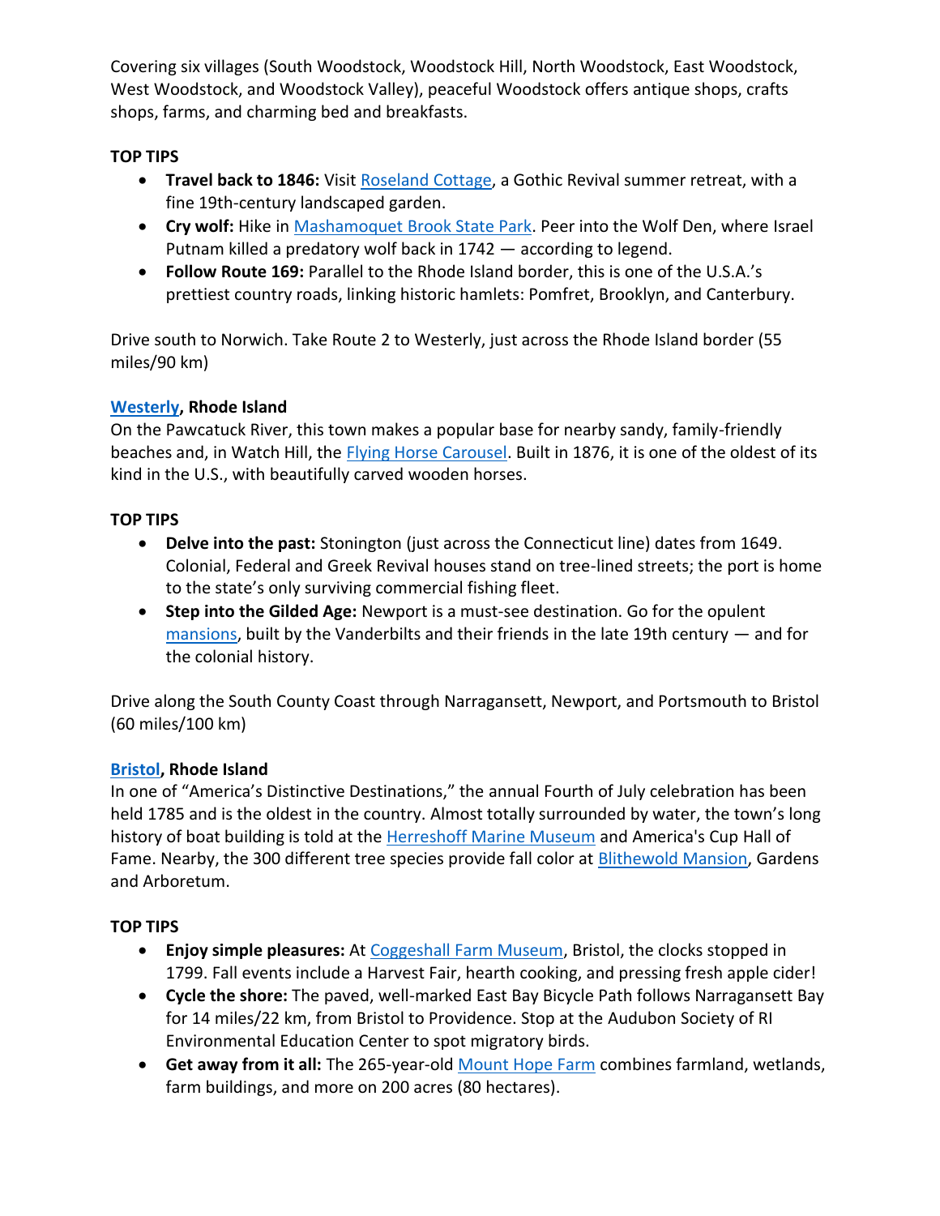Covering six villages (South Woodstock, Woodstock Hill, North Woodstock, East Woodstock, West Woodstock, and Woodstock Valley), peaceful Woodstock offers antique shops, crafts shops, farms, and charming bed and breakfasts.

**TOP TIPS**

- **Travel back to 1846:** Visit Roseland Cottage, a Gothic Revival summer retreat, with a fine 19th-century landscaped garden.
- **Cry wolf:** Hike in Mashamoquet Brook State Park. Peer into the Wolf Den, where Israel Putnam killed a predatory wolf back in 1742 — according to legend.
- **Follow Route 169:** Parallel to the Rhode Island border, this is one of the U.S.A.'s prettiest country roads, linking historic hamlets: Pomfret, Brooklyn, and Canterbury.

Drive south to Norwich. Take Route 2 to Westerly, just across the Rhode Island border (55 miles/90 km)

**Westerly, Rhode Island**
On the Pawcatuck River, this town makes a popular base for nearby sandy, family-friendly beaches and, in Watch Hill, the Flying Horse Carousel. Built in 1876, it is one of the oldest of its kind in the U.S., with beautifully carved wooden horses.

**TOP TIPS**

- **Delve into the past:** Stonington (just across the Connecticut line) dates from 1649. Colonial, Federal and Greek Revival houses stand on tree-lined streets; the port is home to the state's only surviving commercial fishing fleet.
- **Step into the Gilded Age:** Newport is a must-see destination. Go for the opulent mansions, built by the Vanderbilts and their friends in the late 19th century — and for the colonial history.

Drive along the South County Coast through Narragansett, Newport, and Portsmouth to Bristol (60 miles/100 km)

**Bristol, Rhode Island**
In one of "America's Distinctive Destinations," the annual Fourth of July celebration has been held 1785 and is the oldest in the country. Almost totally surrounded by water, the town's long history of boat building is told at the Herreshoff Marine Museum and America's Cup Hall of Fame. Nearby, the 300 different tree species provide fall color at Blithewold Mansion, Gardens and Arboretum.

**TOP TIPS**

- **Enjoy simple pleasures:** At Coggeshall Farm Museum, Bristol, the clocks stopped in 1799. Fall events include a Harvest Fair, hearth cooking, and pressing fresh apple cider!
- **Cycle the shore:** The paved, well-marked East Bay Bicycle Path follows Narragansett Bay for 14 miles/22 km, from Bristol to Providence. Stop at the Audubon Society of RI Environmental Education Center to spot migratory birds.
- **Get away from it all:** The 265-year-old Mount Hope Farm combines farmland, wetlands, farm buildings, and more on 200 acres (80 hectares).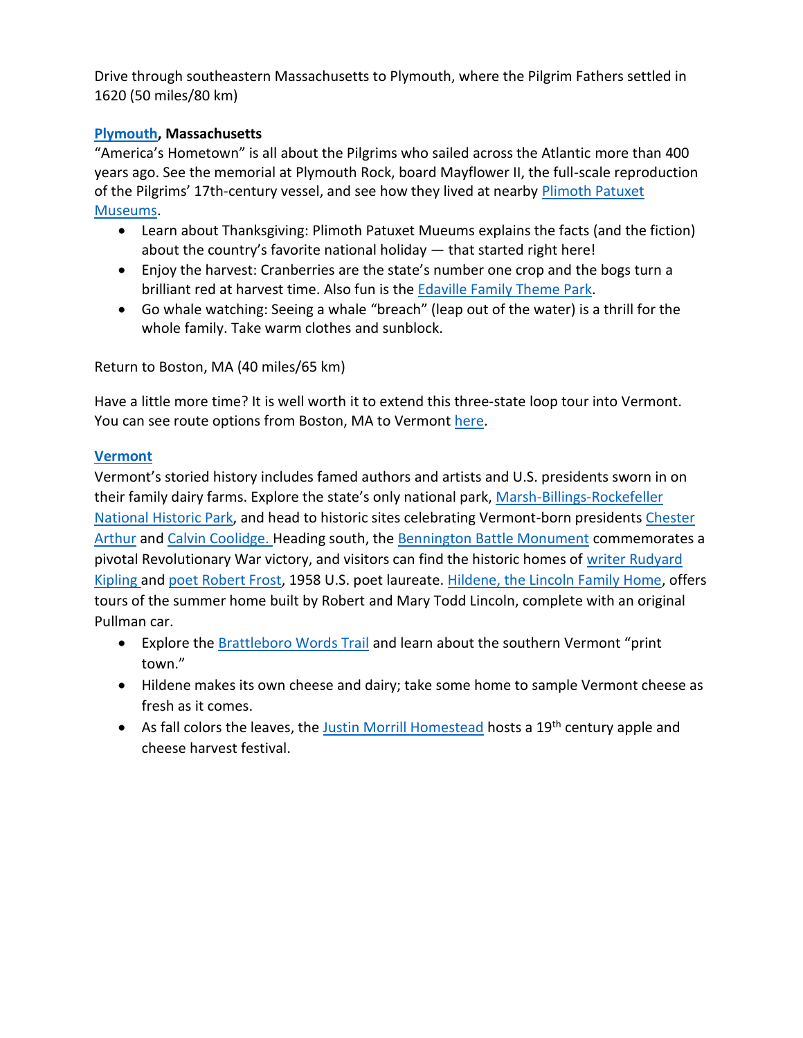Drive through southeastern Massachusetts to Plymouth, where the Pilgrim Fathers settled in 1620 (50 miles/80 km)

**Plymouth, Massachusetts**

"America's Hometown" is all about the Pilgrims who sailed across the Atlantic more than 400 years ago. See the memorial at Plymouth Rock, board Mayflower II, the full-scale reproduction of the Pilgrims' 17th-century vessel, and see how they lived at nearby Plimoth Patuxet Museums.

- Learn about Thanksgiving: Plimoth Patuxet Mueums explains the facts (and the fiction) about the country's favorite national holiday — that started right here!
- Enjoy the harvest: Cranberries are the state's number one crop and the bogs turn a brilliant red at harvest time. Also fun is the Edaville Family Theme Park.
- Go whale watching: Seeing a whale "breach" (leap out of the water) is a thrill for the whole family. Take warm clothes and sunblock.

Return to Boston, MA (40 miles/65 km)

Have a little more time? It is well worth it to extend this three-state loop tour into Vermont. You can see route options from Boston, MA to Vermont here.

**Vermont**

Vermont's storied history includes famed authors and artists and U.S. presidents sworn in on their family dairy farms. Explore the state's only national park, Marsh-Billings-Rockefeller National Historic Park, and head to historic sites celebrating Vermont-born presidents Chester Arthur and Calvin Coolidge. Heading south, the Bennington Battle Monument commemorates a pivotal Revolutionary War victory, and visitors can find the historic homes of writer Rudyard Kipling and poet Robert Frost, 1958 U.S. poet laureate. Hildene, the Lincoln Family Home, offers tours of the summer home built by Robert and Mary Todd Lincoln, complete with an original Pullman car.

- Explore the Brattleboro Words Trail and learn about the southern Vermont "print town."
- Hildene makes its own cheese and dairy; take some home to sample Vermont cheese as fresh as it comes.
- As fall colors the leaves, the Justin Morrill Homestead hosts a 19th century apple and cheese harvest festival.